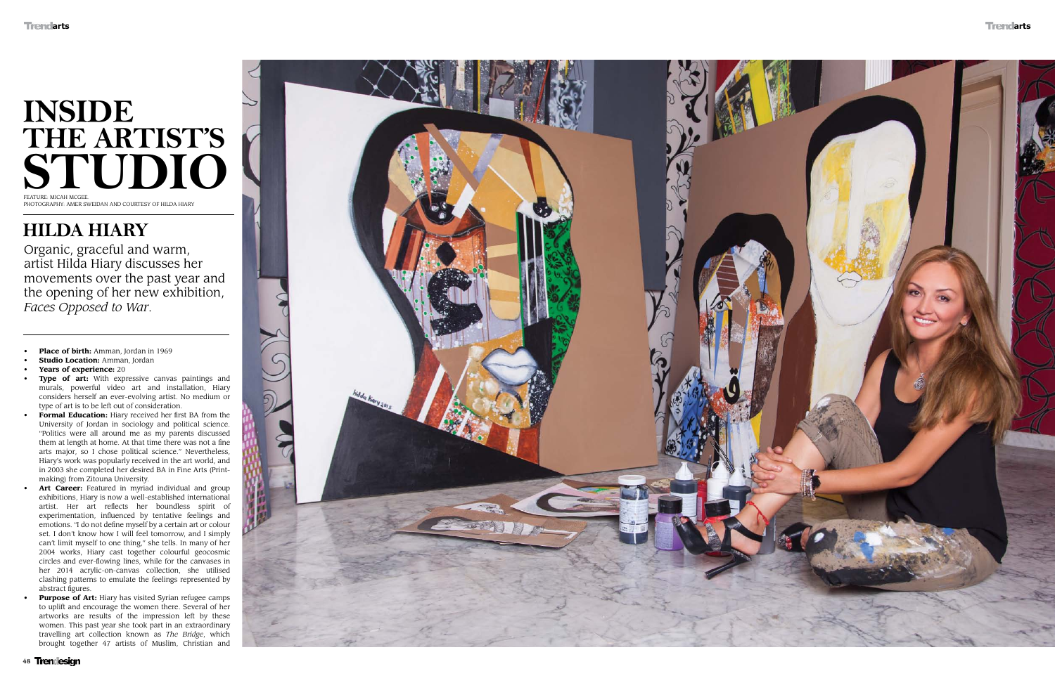# INSIDE THE ARTIST'S STUDIO

FEATURE: MICAH MCGEE.
PHOTOGRAPHY: AMER SWEIDAN AND COURTESY OF HILDA HIARY

## HILDA HIARY

Organic, graceful and warm, artist Hilda Hiary discusses her movements over the past year and the opening of her new exhibition, *Faces Opposed to War*.

- **Place of birth:** Amman, Jordan in 1969
- **Studio Location:** Amman, Jordan
- **Years of experience:** 20
- **Type of art:** With expressive canvas paintings and murals, powerful video art and installation, Hiary considers herself an ever-evolving artist. No medium or type of art is to be left out of consideration.
- **Formal Education:** Hiary received her first BA from the University of Jordan in sociology and political science. "Politics were all around me as my parents discussed them at length at home. At that time there was not a fine arts major, so I chose political science." Nevertheless, Hiary's work was popularly received in the art world, and in 2003 she completed her desired BA in Fine Arts (Print-making) from Zitouna University.
- **Art Career:** Featured in myriad individual and group exhibitions, Hiary is now a well-established international artist. Her art reflects her boundless spirit of experimentation, influenced by tentative feelings and emotions. "I do not define myself by a certain art or colour set. I don't know how I will feel tomorrow, and I simply can't limit myself to one thing," she tells. In many of her 2004 works, Hiary cast together colourful geocosmic circles and ever-flowing lines, while for the canvases in her 2014 acrylic-on-canvas collection, she utilised clashing patterns to emulate the feelings represented by abstract figures.
- **Purpose of Art:** Hiary has visited Syrian refugee camps to uplift and encourage the women there. Several of her artworks are results of the impression left by these women. This past year she took part in an extraordinary travelling art collection known as *The Bridge*, which brought together 47 artists of Muslim, Christian and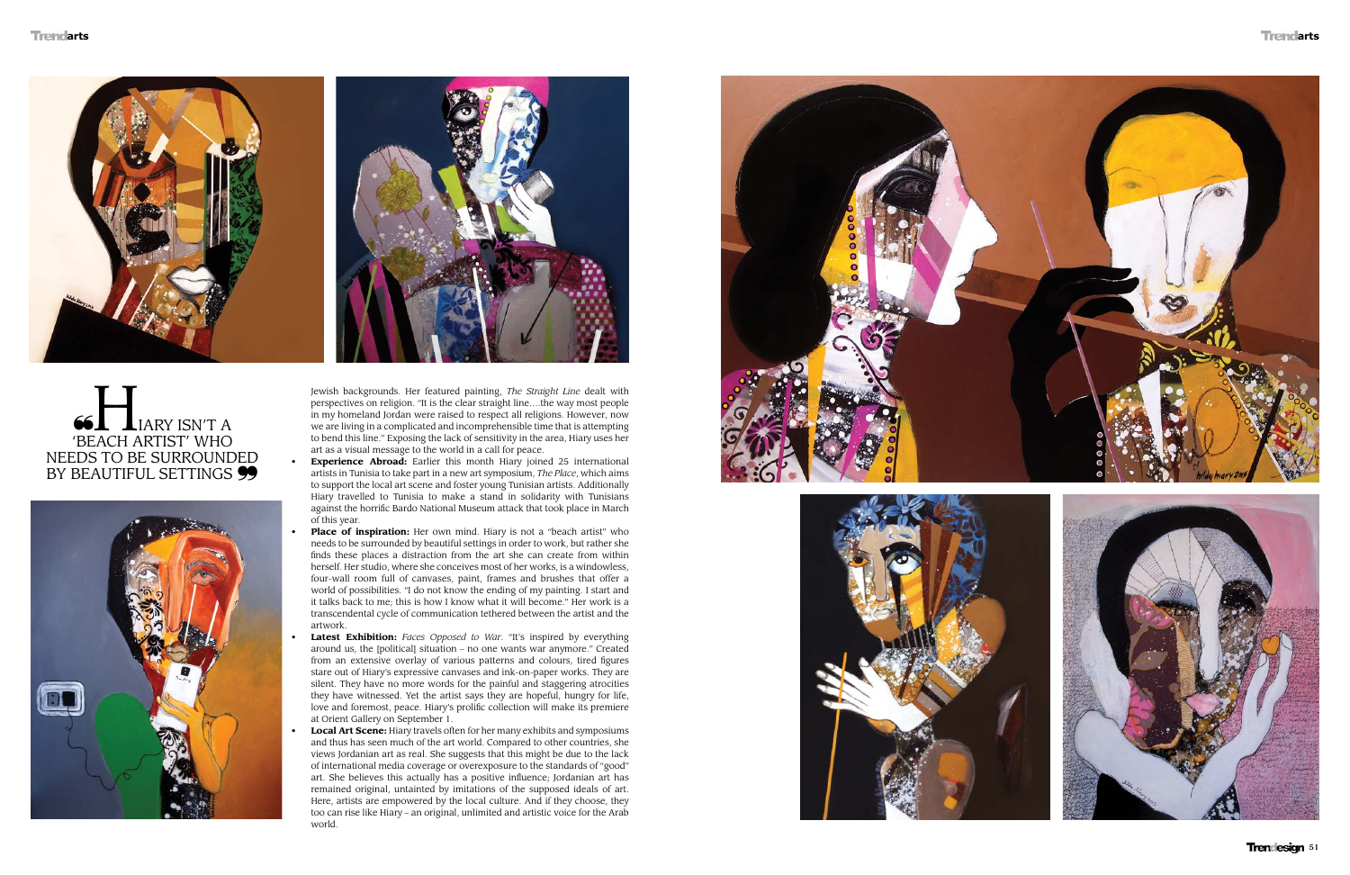> "HIARY ISN'T A 'BEACH ARTIST' WHO NEEDS TO BE SURROUNDED BY BEAUTIFUL SETTINGS"

Jewish backgrounds. Her featured painting, *The Straight Line* dealt with perspectives on religion. "It is the clear straight line….the way most people in my homeland Jordan were raised to respect all religions. However, now we are living in a complicated and incomprehensible time that is attempting to bend this line." Exposing the lack of sensitivity in the area, Hiary uses her art as a visual message to the world in a call for peace.

- **Experience Abroad:** Earlier this month Hiary joined 25 international artists in Tunisia to take part in a new art symposium, *The Place*, which aims to support the local art scene and foster young Tunisian artists. Additionally Hiary travelled to Tunisia to make a stand in solidarity with Tunisians against the horrific Bardo National Museum attack that took place in March of this year.
- **Place of inspiration:** Her own mind. Hiary is not a "beach artist" who needs to be surrounded by beautiful settings in order to work, but rather she finds these places a distraction from the art she can create from within herself. Her studio, where she conceives most of her works, is a windowless, four-wall room full of canvases, paint, frames and brushes that offer a world of possibilities. "I do not know the ending of my painting. I start and it talks back to me; this is how I know what it will become." Her work is a transcendental cycle of communication tethered between the artist and the artwork.
- **Latest Exhibition:** *Faces Opposed to War*. "It's inspired by everything around us, the [political] situation – no one wants war anymore." Created from an extensive overlay of various patterns and colours, tired figures stare out of Hiary's expressive canvases and ink-on-paper works. They are silent. They have no more words for the painful and staggering atrocities they have witnessed. Yet the artist says they are hopeful, hungry for life, love and foremost, peace. Hiary's prolific collection will make its premiere at Orient Gallery on September 1.
- **Local Art Scene:** Hiary travels often for her many exhibits and symposiums and thus has seen much of the art world. Compared to other countries, she views Jordanian art as real. She suggests that this might be due to the lack of international media coverage or overexposure to the standards of "good" art. She believes this actually has a positive influence; Jordanian art has remained original, untainted by imitations of the supposed ideals of art. Here, artists are empowered by the local culture. And if they choose, they too can rise like Hiary – an original, unlimited and artistic voice for the Arab world.